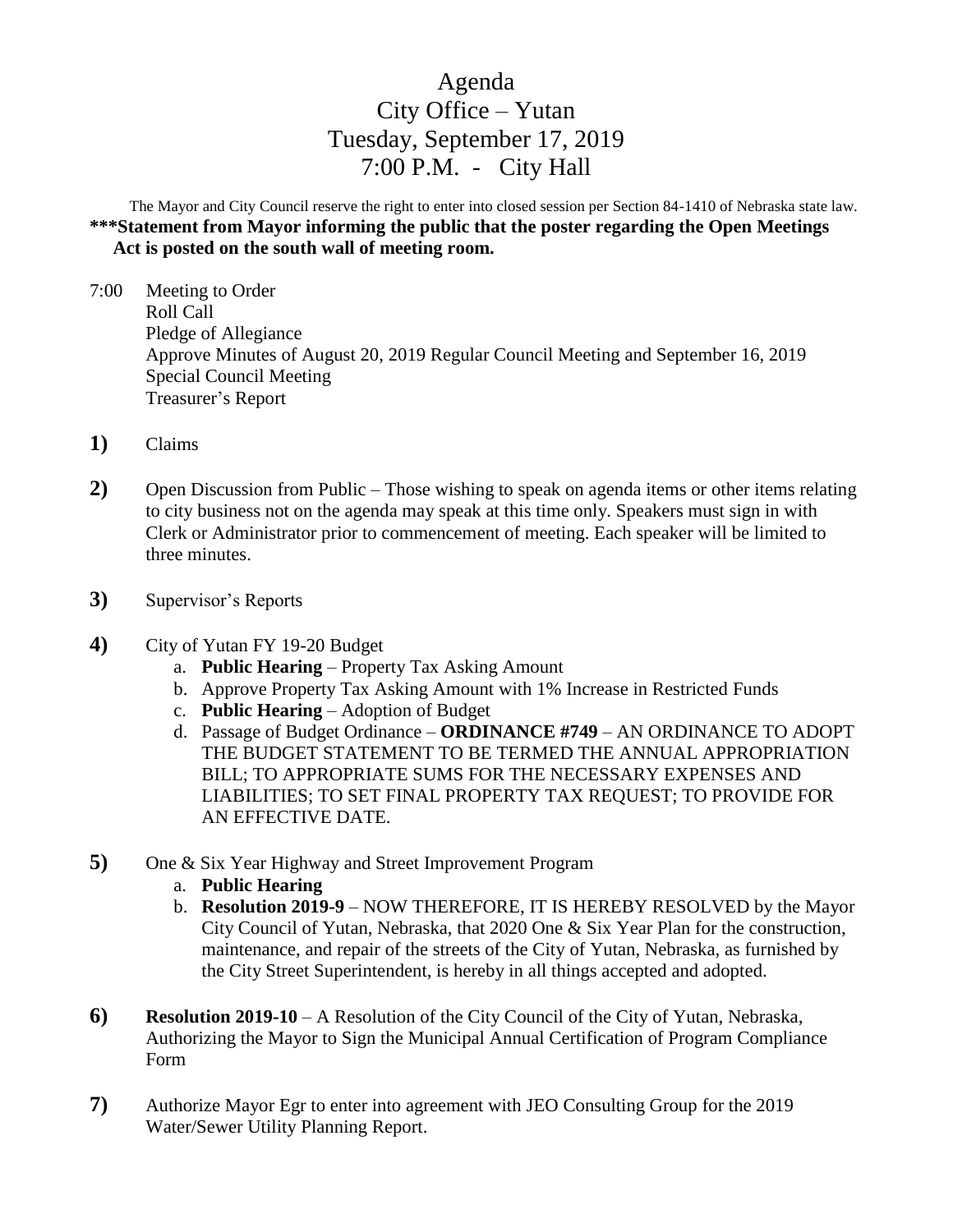# Agenda
# City Office – Yutan
# Tuesday, September 17, 2019
# 7:00 P.M. - City Hall

The Mayor and City Council reserve the right to enter into closed session per Section 84-1410 of Nebraska state law.

**\*\*\*Statement from Mayor informing the public that the poster regarding the Open Meetings Act is posted on the south wall of meeting room.**

7:00 Meeting to Order
Roll Call
Pledge of Allegiance
Approve Minutes of August 20, 2019 Regular Council Meeting and September 16, 2019 Special Council Meeting
Treasurer's Report

**1)** Claims

**2)** Open Discussion from Public – Those wishing to speak on agenda items or other items relating to city business not on the agenda may speak at this time only. Speakers must sign in with Clerk or Administrator prior to commencement of meeting. Each speaker will be limited to three minutes.

**3)** Supervisor's Reports

**4)** City of Yutan FY 19-20 Budget
   a. **Public Hearing** – Property Tax Asking Amount
   b. Approve Property Tax Asking Amount with 1% Increase in Restricted Funds
   c. **Public Hearing** – Adoption of Budget
   d. Passage of Budget Ordinance – **ORDINANCE #749** – AN ORDINANCE TO ADOPT THE BUDGET STATEMENT TO BE TERMED THE ANNUAL APPROPRIATION BILL; TO APPROPRIATE SUMS FOR THE NECESSARY EXPENSES AND LIABILITIES; TO SET FINAL PROPERTY TAX REQUEST; TO PROVIDE FOR AN EFFECTIVE DATE.

**5)** One & Six Year Highway and Street Improvement Program
   a. **Public Hearing**
   b. **Resolution 2019-9** – NOW THEREFORE, IT IS HEREBY RESOLVED by the Mayor City Council of Yutan, Nebraska, that 2020 One & Six Year Plan for the construction, maintenance, and repair of the streets of the City of Yutan, Nebraska, as furnished by the City Street Superintendent, is hereby in all things accepted and adopted.

**6)** **Resolution 2019-10** – A Resolution of the City Council of the City of Yutan, Nebraska, Authorizing the Mayor to Sign the Municipal Annual Certification of Program Compliance Form

**7)** Authorize Mayor Egr to enter into agreement with JEO Consulting Group for the 2019 Water/Sewer Utility Planning Report.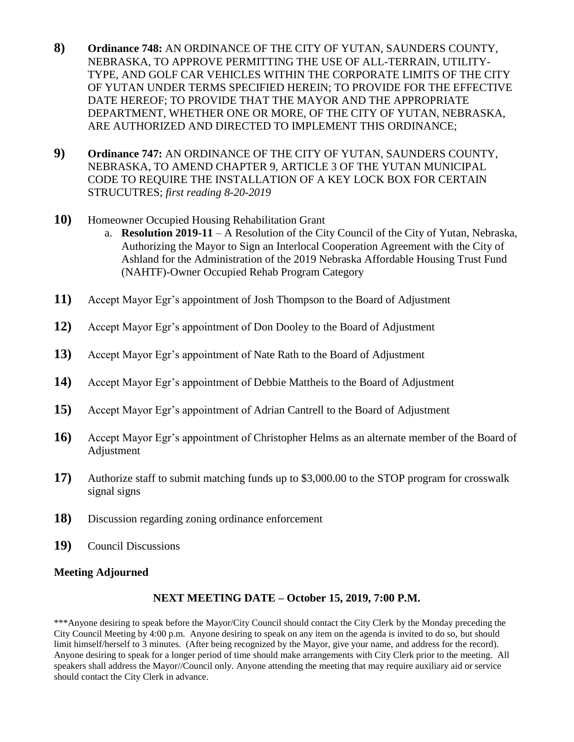**8)** **Ordinance 748:** AN ORDINANCE OF THE CITY OF YUTAN, SAUNDERS COUNTY, NEBRASKA, TO APPROVE PERMITTING THE USE OF ALL-TERRAIN, UTILITY-TYPE, AND GOLF CAR VEHICLES WITHIN THE CORPORATE LIMITS OF THE CITY OF YUTAN UNDER TERMS SPECIFIED HEREIN; TO PROVIDE FOR THE EFFECTIVE DATE HEREOF; TO PROVIDE THAT THE MAYOR AND THE APPROPRIATE DEPARTMENT, WHETHER ONE OR MORE, OF THE CITY OF YUTAN, NEBRASKA, ARE AUTHORIZED AND DIRECTED TO IMPLEMENT THIS ORDINANCE;

**9)** **Ordinance 747:** AN ORDINANCE OF THE CITY OF YUTAN, SAUNDERS COUNTY, NEBRASKA, TO AMEND CHAPTER 9, ARTICLE 3 OF THE YUTAN MUNICIPAL CODE TO REQUIRE THE INSTALLATION OF A KEY LOCK BOX FOR CERTAIN STRUCUTRES; *first reading 8-20-2019*

**10)** Homeowner Occupied Housing Rehabilitation Grant

a. **Resolution 2019-11** – A Resolution of the City Council of the City of Yutan, Nebraska, Authorizing the Mayor to Sign an Interlocal Cooperation Agreement with the City of Ashland for the Administration of the 2019 Nebraska Affordable Housing Trust Fund (NAHTF)-Owner Occupied Rehab Program Category

**11)** Accept Mayor Egr's appointment of Josh Thompson to the Board of Adjustment

**12)** Accept Mayor Egr's appointment of Don Dooley to the Board of Adjustment

**13)** Accept Mayor Egr's appointment of Nate Rath to the Board of Adjustment

**14)** Accept Mayor Egr's appointment of Debbie Mattheis to the Board of Adjustment

**15)** Accept Mayor Egr's appointment of Adrian Cantrell to the Board of Adjustment

**16)** Accept Mayor Egr's appointment of Christopher Helms as an alternate member of the Board of Adjustment

**17)** Authorize staff to submit matching funds up to $3,000.00 to the STOP program for crosswalk signal signs

**18)** Discussion regarding zoning ordinance enforcement

**19)** Council Discussions

**Meeting Adjourned**

**NEXT MEETING DATE – October 15, 2019, 7:00 P.M.**

***Anyone desiring to speak before the Mayor/City Council should contact the City Clerk by the Monday preceding the City Council Meeting by 4:00 p.m. Anyone desiring to speak on any item on the agenda is invited to do so, but should limit himself/herself to 3 minutes. (After being recognized by the Mayor, give your name, and address for the record). Anyone desiring to speak for a longer period of time should make arrangements with City Clerk prior to the meeting. All speakers shall address the Mayor//Council only. Anyone attending the meeting that may require auxiliary aid or service should contact the City Clerk in advance.